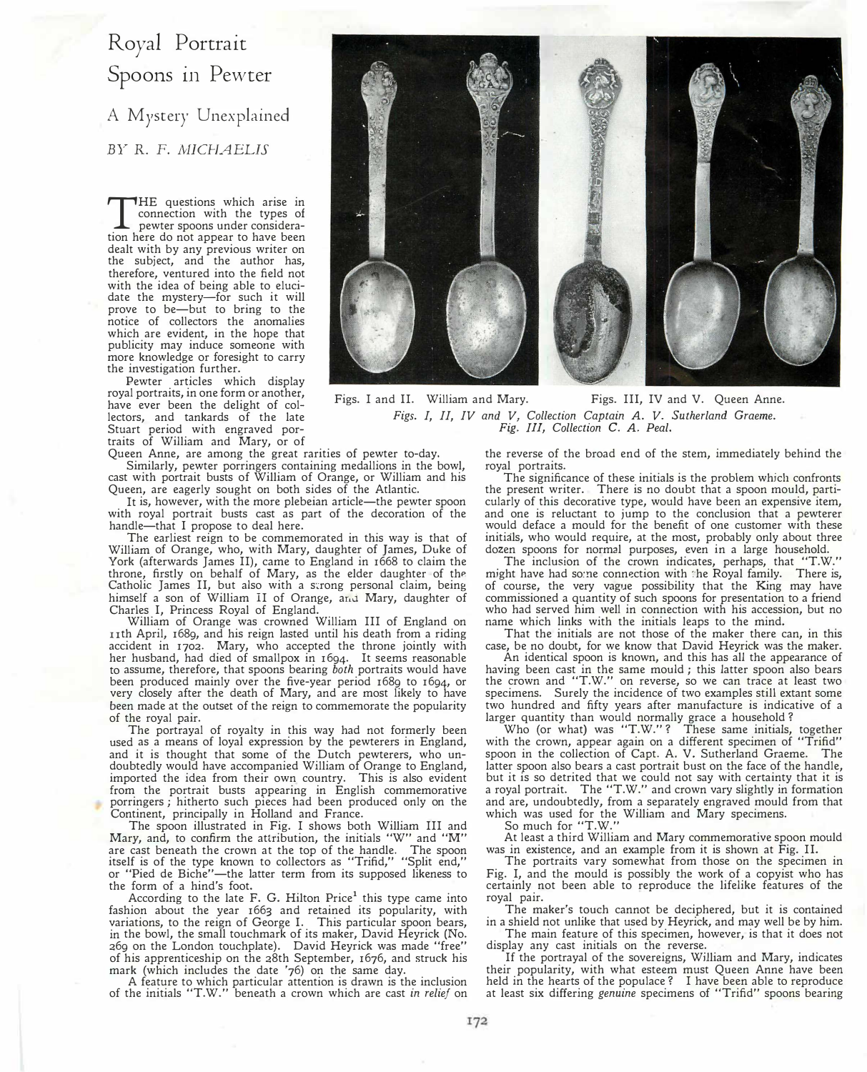# Royal Portrait Spoons in Pewter

## A Mystery Unexplained

*BY R. F. MICHAELIS*

THE questions which arise in connection with the types of pewter spoons under consideration here do not appear to have been dealt with by any previous writer on the subject, and the author has, therefore, ventured into the field not with the idea of being able to elucidate the mystery—for such it will prove to be—but to bring to the notice of collectors the anomalies which are evident, in the hope that publicity may induce someone with more knowledge or foresight to carry the investigation further.

Pewter articles which display royal portraits, in one form or another, have ever been the delight of collectors, and tankards of the late Stuart period with engraved portraits of William and Mary, or of Queen Anne, are among the great rarities of pewter to-day.

Similarly, pewter porringers containing medallions in the bowl, cast with portrait busts of William of Orange, or William and his Queen, are eagerly sought on both sides of the Atlantic.

It is, however, with the more plebeian article—the pewter spoon with royal portrait busts cast as part of the decoration of the handle—that I propose to deal here.

The earliest reign to be commemorated in this way is that of William of Orange, who, with Mary, daughter of James, Duke of York (afterwards James II), came to England in 1668 to claim the throne, firstly on behalf of Mary, as the elder daughter of the Catholic James II, but also with a strong personal claim, being himself a son of William II of Orange, and Mary, daughter of Charles I, Princess Royal of England.

William of Orange was crowned William III of England on 11th April, 1689, and his reign lasted until his death from a riding accident in 1702. Mary, who accepted the throne jointly with her husband, had died of smallpox in 1694. It seems reasonable to assume, therefore, that spoons bearing *both* portraits would have been produced mainly over the five-year period 1689 to 1694, or very closely after the death of Mary, and are most likely to have been made at the outset of the reign to commemorate the popularity of the royal pair.

The portrayal of royalty in this way had not formerly been used as a means of loyal expression by the pewterers in England, and it is thought that some of the Dutch pewterers, who undoubtedly would have accompanied William of Orange to England, imported the idea from their own country. This is also evident from the portrait busts appearing in English commemorative porringers; hitherto such pieces had been produced only on the Continent, principally in Holland and France.

The spoon illustrated in Fig. I shows both William III and Mary, and, to confirm the attribution, the initials "W" and "M" are cast beneath the crown at the top of the handle. The spoon itself is of the type known to collectors as "Trifid," "Split end," or "Pied de Biche"—the latter term from its supposed likeness to the form of a hind's foot.

According to the late F. G. Hilton Price[1] this type came into fashion about the year 1663 and retained its popularity, with variations, to the reign of George I. This particular spoon bears, in the bowl, the small touchmark of its maker, David Heyrick (No. 269 on the London touchplate). David Heyrick was made "free" of his apprenticeship on the 28th September, 1676, and struck his mark (which includes the date '76) on the same day.

A feature to which particular attention is drawn is the inclusion of the initials "T.W." beneath a crown which are cast *in relief* on the reverse of the broad end of the stem, immediately behind the royal portraits.

Figs. I and II. William and Mary. Figs. III, IV and V. Queen Anne.
*Figs. I, II, IV and V, Collection Captain A. V. Sutherland Graeme.*
*Fig. III, Collection C. A. Peal.*

The significance of these initials is the problem which confronts the present writer. There is no doubt that a spoon mould, particularly of this decorative type, would have been an expensive item, and one is reluctant to jump to the conclusion that a pewterer would deface a mould for the benefit of one customer with these initials, who would require, at the most, probably only about three dozen spoons for normal purposes, even in a large household.

The inclusion of the crown indicates, perhaps, that "T.W." might have had some connection with the Royal family. There is, of course, the very vague possibility that the King may have commissioned a quantity of such spoons for presentation to a friend who had served him well in connection with his accession, but no name which links with the initials leaps to the mind.

That the initials are not those of the maker there can, in this case, be no doubt, for we know that David Heyrick was the maker.

An identical spoon is known, and this has all the appearance of having been cast in the same mould; this latter spoon also bears the crown and "T.W." on reverse, so we can trace at least two specimens. Surely the incidence of two examples still extant some two hundred and fifty years after manufacture is indicative of a larger quantity than would normally grace a household?

Who (or what) was "T.W."? These same initials, together with the crown, appear again on a different specimen of "Trifid" spoon in the collection of Capt. A. V. Sutherland Graeme. The latter spoon also bears a cast portrait bust on the face of the handle, but it is so detrited that we could not say with certainty that it is a royal portrait. The "T.W." and crown vary slightly in formation and are, undoubtedly, from a separately engraved mould from that which was used for the William and Mary specimens.

So much for "T.W."

At least a third William and Mary commemorative spoon mould was in existence, and an example from it is shown at Fig. II.

The portraits vary somewhat from those on the specimen in Fig. I, and the mould is possibly the work of a copyist who has certainly not been able to reproduce the lifelike features of the royal pair.

The maker's touch cannot be deciphered, but it is contained in a shield not unlike that used by Heyrick, and may well be by him.

The main feature of this specimen, however, is that it does not display any cast initials on the reverse.

If the portrayal of the sovereigns, William and Mary, indicates their popularity, with what esteem must Queen Anne have been held in the hearts of the populace? I have been able to reproduce at least six differing *genuine* specimens of "Trifid" spoons bearing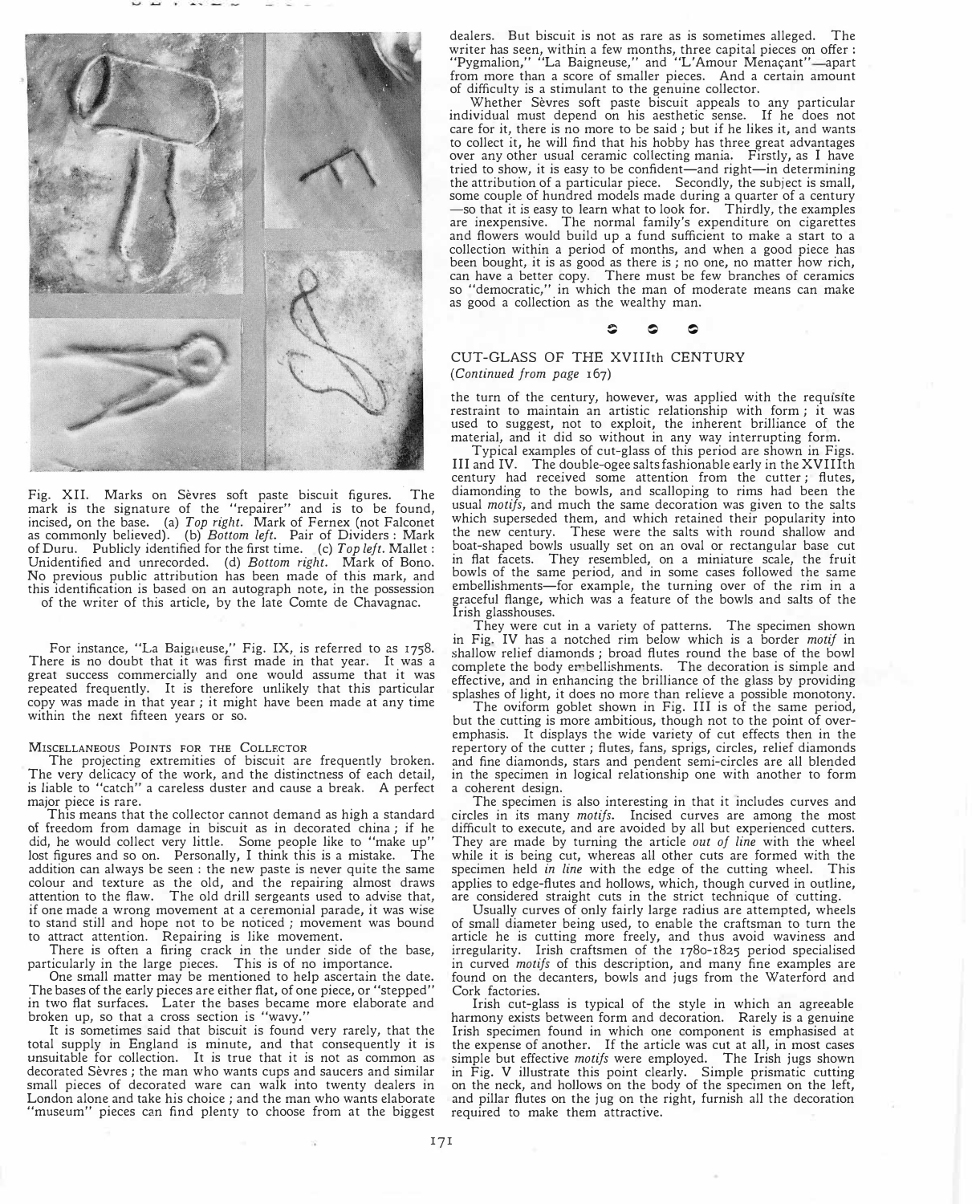Fig. XII. Marks on Sèvres soft paste biscuit figures. The mark is the signature of the "repairer" and is to be found, incised, on the base. (a) *Top right.* Mark of Fernex (not Falconet as commonly believed). (b) *Bottom left.* Pair of Dividers: Mark of Duru. Publicly identified for the first time. (c) *Top left.* Mallet: Unidentified and unrecorded. (d) *Bottom right.* Mark of Bono. No previous public attribution has been made of this mark, and this identification is based on an autograph note, in the possession of the writer of this article, by the late Comte de Chavagnac.

For instance, "La Baigneuse," Fig. IX, is referred to as 1758. There is no doubt that it was first made in that year. It was a great success commercially and one would assume that it was repeated frequently. It is therefore unlikely that this particular copy was made in that year; it might have been made at any time within the next fifteen years or so.

### Miscellaneous Points for the Collector

The projecting extremities of biscuit are frequently broken. The very delicacy of the work, and the distinctness of each detail, is liable to "catch" a careless duster and cause a break. A perfect major piece is rare.

This means that the collector cannot demand as high a standard of freedom from damage in biscuit as in decorated china; if he did, he would collect very little. Some people like to "make up" lost figures and so on. Personally, I think this is a mistake. The addition can always be seen: the new paste is never quite the same colour and texture as the old, and the repairing almost draws attention to the flaw. The old drill sergeants used to advise that, if one made a wrong movement at a ceremonial parade, it was wise to stand still and hope not to be noticed; movement was bound to attract attention. Repairing is like movement.

There is often a firing crack in the under side of the base, particularly in the large pieces. This is of no importance.

One small matter may be mentioned to help ascertain the date. The bases of the early pieces are either flat, of one piece, or "stepped" in two flat surfaces. Later the bases became more elaborate and broken up, so that a cross section is "wavy."

It is sometimes said that biscuit is found very rarely, that the total supply in England is minute, and that consequently it is unsuitable for collection. It is true that it is not as common as decorated Sèvres; the man who wants cups and saucers and similar small pieces of decorated ware can walk into twenty dealers in London alone and take his choice; and the man who wants elaborate "museum" pieces can find plenty to choose from at the biggest dealers. But biscuit is not as rare as is sometimes alleged. The writer has seen, within a few months, three capital pieces on offer: "Pygmalion," "La Baigneuse," and "L'Amour Menaçant"—apart from more than a score of smaller pieces. And a certain amount of difficulty is a stimulant to the genuine collector.

Whether Sèvres soft paste biscuit appeals to any particular individual must depend on his aesthetic sense. If he does not care for it, there is no more to be said; but if he likes it, and wants to collect it, he will find that his hobby has three great advantages over any other usual ceramic collecting mania. Firstly, as I have tried to show, it is easy to be confident—and right—in determining the attribution of a particular piece. Secondly, the subject is small, some couple of hundred models made during a quarter of a century—so that it is easy to learn what to look for. Thirdly, the examples are inexpensive. The normal family's expenditure on cigarettes and flowers would build up a fund sufficient to make a start to a collection within a period of months, and when a good piece has been bought, it is as good as there is; no one, no matter how rich, can have a better copy. There must be few branches of ceramics so "democratic," in which the man of moderate means can make as good a collection as the wealthy man.

## CUT-GLASS OF THE XVIIIth CENTURY

*(Continued from page 167)*

the turn of the century, however, was applied with the requisite restraint to maintain an artistic relationship with form; it was used to suggest, not to exploit, the inherent brilliance of the material, and it did so without in any way interrupting form.

Typical examples of cut-glass of this period are shown in Figs. III and IV. The double-ogee salts fashionable early in the XVIIIth century had received some attention from the cutter; flutes, diamonding to the bowls, and scalloping to rims had been the usual *motifs*, and much the same decoration was given to the salts which superseded them, and which retained their popularity into the new century. These were the salts with round shallow and boat-shaped bowls usually set on an oval or rectangular base cut in flat facets. They resembled, on a miniature scale, the fruit bowls of the same period, and in some cases followed the same embellishments—for example, the turning over of the rim in a graceful flange, which was a feature of the bowls and salts of the Irish glasshouses.

They were cut in a variety of patterns. The specimen shown in Fig. IV has a notched rim below which is a border *motif* in shallow relief diamonds; broad flutes round the base of the bowl complete the body embellishments. The decoration is simple and effective, and in enhancing the brilliance of the glass by providing splashes of light, it does no more than relieve a possible monotony.

The oviform goblet shown in Fig. III is of the same period, but the cutting is more ambitious, though not to the point of over-emphasis. It displays the wide variety of cut effects then in the repertory of the cutter; flutes, fans, sprigs, circles, relief diamonds and fine diamonds, stars and pendent semi-circles are all blended in the specimen in logical relationship one with another to form a coherent design.

The specimen is also interesting in that it includes curves and circles in its many *motifs*. Incised curves are among the most difficult to execute, and are avoided by all but experienced cutters. They are made by turning the article *out of line* with the wheel while it is being cut, whereas all other cuts are formed with the specimen held *in line* with the edge of the cutting wheel. This applies to edge-flutes and hollows, which, though curved in outline, are considered straight cuts in the strict technique of cutting.

Usually curves of only fairly large radius are attempted, wheels of small diameter being used, to enable the craftsman to turn the article he is cutting more freely, and thus avoid waviness and irregularity. Irish craftsmen of the 1780-1825 period specialised in curved *motifs* of this description, and many fine examples are found on the decanters, bowls and jugs from the Waterford and Cork factories.

Irish cut-glass is typical of the style in which an agreeable harmony exists between form and decoration. Rarely is a genuine Irish specimen found in which one component is emphasised at the expense of another. If the article was cut at all, in most cases simple but effective *motifs* were employed. The Irish jugs shown in Fig. V illustrate this point clearly. Simple prismatic cutting on the neck, and hollows on the body of the specimen on the left, and pillar flutes on the jug on the right, furnish all the decoration required to make them attractive.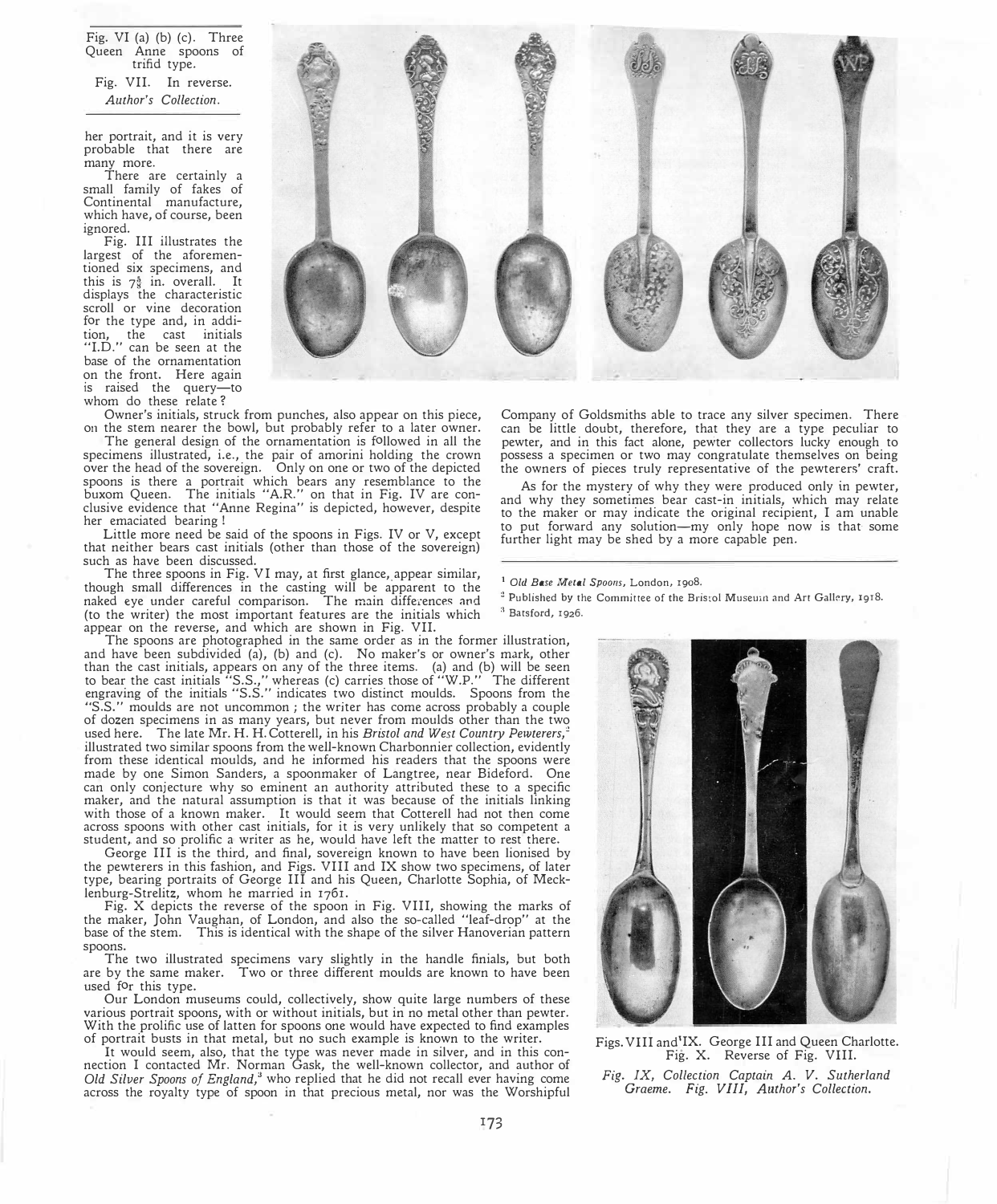Fig. VI (a) (b) (c). Three Queen Anne spoons of trifid type.

Fig. VII. In reverse.

*Author's Collection.*

her portrait, and it is very probable that there are many more.

There are certainly a small family of fakes of Continental manufacture, which have, of course, been ignored.

Fig. III illustrates the largest of the aforementioned six specimens, and this is 7⅜ in. overall. It displays the characteristic scroll or vine decoration for the type and, in addition, the cast initials "I.D." can be seen at the base of the ornamentation on the front. Here again is raised the query—to whom do these relate?

Owner's initials, struck from punches, also appear on this piece, on the stem nearer the bowl, but probably refer to a later owner.

The general design of the ornamentation is followed in all the specimens illustrated, i.e., the pair of amorini holding the crown over the head of the sovereign. Only on one or two of the depicted spoons is there a portrait which bears any resemblance to the buxom Queen. The initials "A.R." on that in Fig. IV are conclusive evidence that "Anne Regina" is depicted, however, despite her emaciated bearing!

Little more need be said of the spoons in Figs. IV or V, except that neither bears cast initials (other than those of the sovereign) such as have been discussed.

The three spoons in Fig. VI may, at first glance, appear similar, though small differences in the casting will be apparent to the naked eye under careful comparison. The main differences and (to the writer) the most important features are the initials which appear on the reverse, and which are shown in Fig. VII.

The spoons are photographed in the same order as in the former illustration, and have been subdivided (a), (b) and (c). No maker's or owner's mark, other than the cast initials, appears on any of the three items. (a) and (b) will be seen to bear the cast initials "S.S.," whereas (c) carries those of "W.P." The different engraving of the initials "S.S." indicates two distinct moulds. Spoons from the "S.S." moulds are not uncommon; the writer has come across probably a couple of dozen specimens in as many years, but never from moulds other than the two used here. The late Mr. H. H. Cotterell, in his *Bristol and West Country Pewterers*,[2] illustrated two similar spoons from the well-known Charbonnier collection, evidently from these identical moulds, and he informed his readers that the spoons were made by one Simon Sanders, a spoonmaker of Langtree, near Bideford. One can only conjecture why so eminent an authority attributed these to a specific maker, and the natural assumption is that it was because of the initials linking with those of a known maker. It would seem that Cotterell had not then come across spoons with other cast initials, for it is very unlikely that so competent a student, and so prolific a writer as he, would have left the matter to rest there.

George III is the third, and final, sovereign known to have been lionised by the pewterers in this fashion, and Figs. VIII and IX show two specimens, of later type, bearing portraits of George III and his Queen, Charlotte Sophia, of Mecklenburg-Strelitz, whom he married in 1761.

Fig. X depicts the reverse of the spoon in Fig. VIII, showing the marks of the maker, John Vaughan, of London, and also the so-called "leaf-drop" at the base of the stem. This is identical with the shape of the silver Hanoverian pattern spoons.

The two illustrated specimens vary slightly in the handle finials, but both are by the same maker. Two or three different moulds are known to have been used for this type.

Our London museums could, collectively, show quite large numbers of these various portrait spoons, with or without initials, but in no metal other than pewter. With the prolific use of latten for spoons one would have expected to find examples of portrait busts in that metal, but no such example is known to the writer.

It would seem, also, that the type was never made in silver, and in this connection I contacted Mr. Norman Gask, the well-known collector, and author of *Old Silver Spoons of England*,[3] who replied that he did not recall ever having come across the royalty type of spoon in that precious metal, nor was the Worshipful Company of Goldsmiths able to trace any silver specimen. There can be little doubt, therefore, that they are a type peculiar to pewter, and in this fact alone, pewter collectors lucky enough to possess a specimen or two may congratulate themselves on being the owners of pieces truly representative of the pewterers' craft.

As for the mystery of why they were produced only in pewter, and why they sometimes bear cast-in initials, which may relate to the maker or may indicate the original recipient, I am unable to put forward any solution—my only hope now is that some further light may be shed by a more capable pen.

---

[1] *Old Base Metal Spoons*, London, 1908.

[2] Published by the Committee of the Bristol Museum and Art Gallery, 1918.

[3] Batsford, 1926.

Figs. VIII and IX. George III and Queen Charlotte.
Fig. X. Reverse of Fig. VIII.

*Fig. IX, Collection Captain A. V. Sutherland Graeme. Fig. VIII, Author's Collection.*